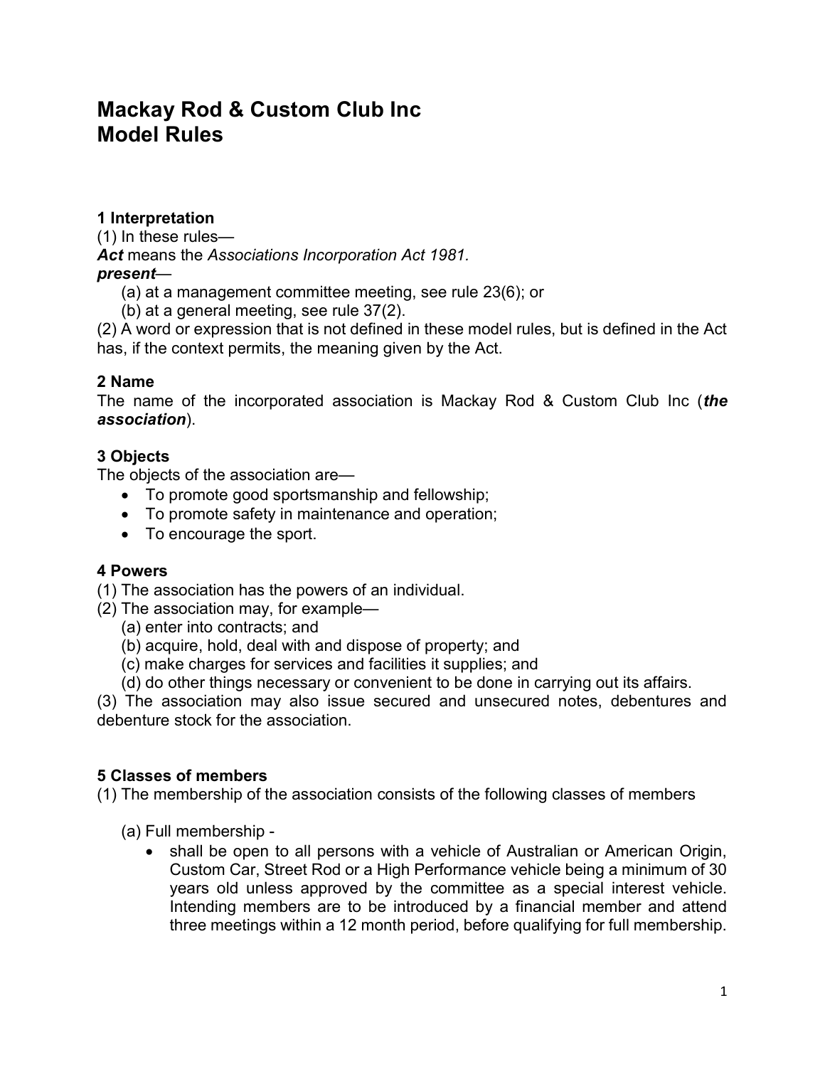# Mackay Rod & Custom Club Inc
# Model Rules

### 1 Interpretation

(1) In these rules—

***Act*** means the *Associations Incorporation Act 1981.*

***present***—

(a) at a management committee meeting, see rule 23(6); or

(b) at a general meeting, see rule 37(2).

(2) A word or expression that is not defined in these model rules, but is defined in the Act has, if the context permits, the meaning given by the Act.

### 2 Name

The name of the incorporated association is Mackay Rod & Custom Club Inc (***the association***).

### 3 Objects

The objects of the association are—

- To promote good sportsmanship and fellowship;
- To promote safety in maintenance and operation;
- To encourage the sport.

### 4 Powers

(1) The association has the powers of an individual.

(2) The association may, for example—

(a) enter into contracts; and

(b) acquire, hold, deal with and dispose of property; and

(c) make charges for services and facilities it supplies; and

(d) do other things necessary or convenient to be done in carrying out its affairs.

(3) The association may also issue secured and unsecured notes, debentures and debenture stock for the association.

### 5 Classes of members

(1) The membership of the association consists of the following classes of members

(a) Full membership -

- shall be open to all persons with a vehicle of Australian or American Origin, Custom Car, Street Rod or a High Performance vehicle being a minimum of 30 years old unless approved by the committee as a special interest vehicle. Intending members are to be introduced by a financial member and attend three meetings within a 12 month period, before qualifying for full membership.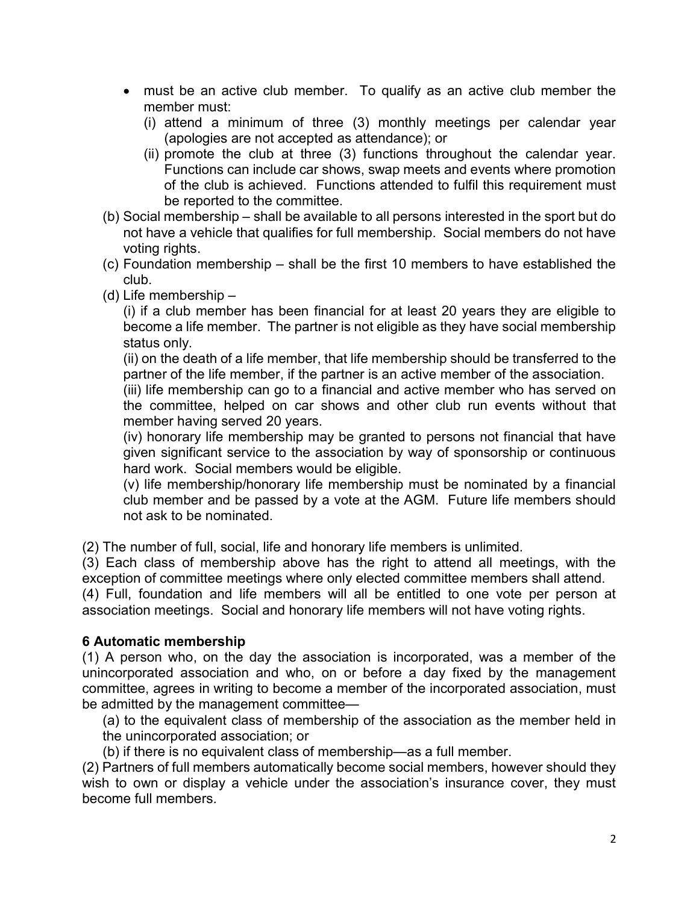- must be an active club member. To qualify as an active club member the member must:
  - (i) attend a minimum of three (3) monthly meetings per calendar year (apologies are not accepted as attendance); or
  - (ii) promote the club at three (3) functions throughout the calendar year. Functions can include car shows, swap meets and events where promotion of the club is achieved. Functions attended to fulfil this requirement must be reported to the committee.

(b) Social membership – shall be available to all persons interested in the sport but do not have a vehicle that qualifies for full membership. Social members do not have voting rights.

(c) Foundation membership – shall be the first 10 members to have established the club.

(d) Life membership –

(i) if a club member has been financial for at least 20 years they are eligible to become a life member. The partner is not eligible as they have social membership status only.

(ii) on the death of a life member, that life membership should be transferred to the partner of the life member, if the partner is an active member of the association.

(iii) life membership can go to a financial and active member who has served on the committee, helped on car shows and other club run events without that member having served 20 years.

(iv) honorary life membership may be granted to persons not financial that have given significant service to the association by way of sponsorship or continuous hard work. Social members would be eligible.

(v) life membership/honorary life membership must be nominated by a financial club member and be passed by a vote at the AGM. Future life members should not ask to be nominated.

(2) The number of full, social, life and honorary life members is unlimited.

(3) Each class of membership above has the right to attend all meetings, with the exception of committee meetings where only elected committee members shall attend.

(4) Full, foundation and life members will all be entitled to one vote per person at association meetings. Social and honorary life members will not have voting rights.

**6 Automatic membership**

(1) A person who, on the day the association is incorporated, was a member of the unincorporated association and who, on or before a day fixed by the management committee, agrees in writing to become a member of the incorporated association, must be admitted by the management committee—

(a) to the equivalent class of membership of the association as the member held in the unincorporated association; or

(b) if there is no equivalent class of membership—as a full member.

(2) Partners of full members automatically become social members, however should they wish to own or display a vehicle under the association's insurance cover, they must become full members.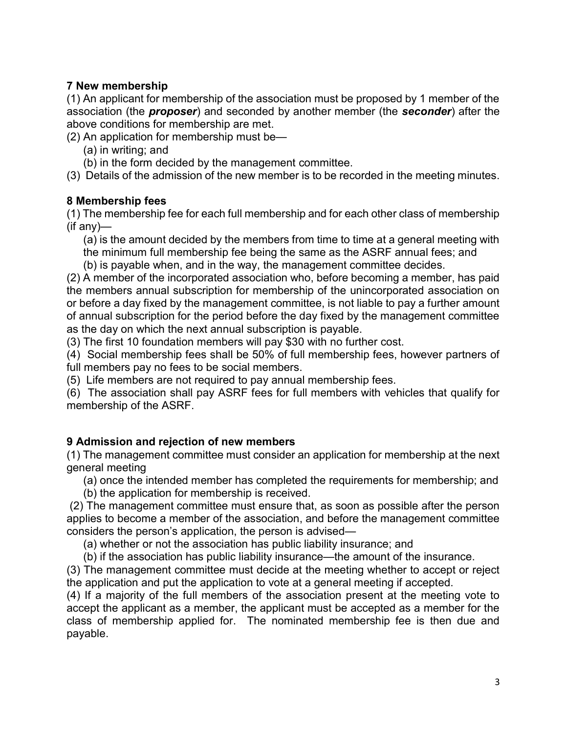## 7 New membership

(1) An applicant for membership of the association must be proposed by 1 member of the association (the ***proposer***) and seconded by another member (the ***seconder***) after the above conditions for membership are met.

(2) An application for membership must be—

(a) in writing; and

(b) in the form decided by the management committee.

(3) Details of the admission of the new member is to be recorded in the meeting minutes.

## 8 Membership fees

(1) The membership fee for each full membership and for each other class of membership (if any)—

(a) is the amount decided by the members from time to time at a general meeting with the minimum full membership fee being the same as the ASRF annual fees; and

(b) is payable when, and in the way, the management committee decides.

(2) A member of the incorporated association who, before becoming a member, has paid the members annual subscription for membership of the unincorporated association on or before a day fixed by the management committee, is not liable to pay a further amount of annual subscription for the period before the day fixed by the management committee as the day on which the next annual subscription is payable.

(3) The first 10 foundation members will pay $30 with no further cost.

(4) Social membership fees shall be 50% of full membership fees, however partners of full members pay no fees to be social members.

(5) Life members are not required to pay annual membership fees.

(6) The association shall pay ASRF fees for full members with vehicles that qualify for membership of the ASRF.

## 9 Admission and rejection of new members

(1) The management committee must consider an application for membership at the next general meeting

(a) once the intended member has completed the requirements for membership; and

(b) the application for membership is received.

(2) The management committee must ensure that, as soon as possible after the person applies to become a member of the association, and before the management committee considers the person's application, the person is advised—

(a) whether or not the association has public liability insurance; and

(b) if the association has public liability insurance—the amount of the insurance.

(3) The management committee must decide at the meeting whether to accept or reject the application and put the application to vote at a general meeting if accepted.

(4) If a majority of the full members of the association present at the meeting vote to accept the applicant as a member, the applicant must be accepted as a member for the class of membership applied for. The nominated membership fee is then due and payable.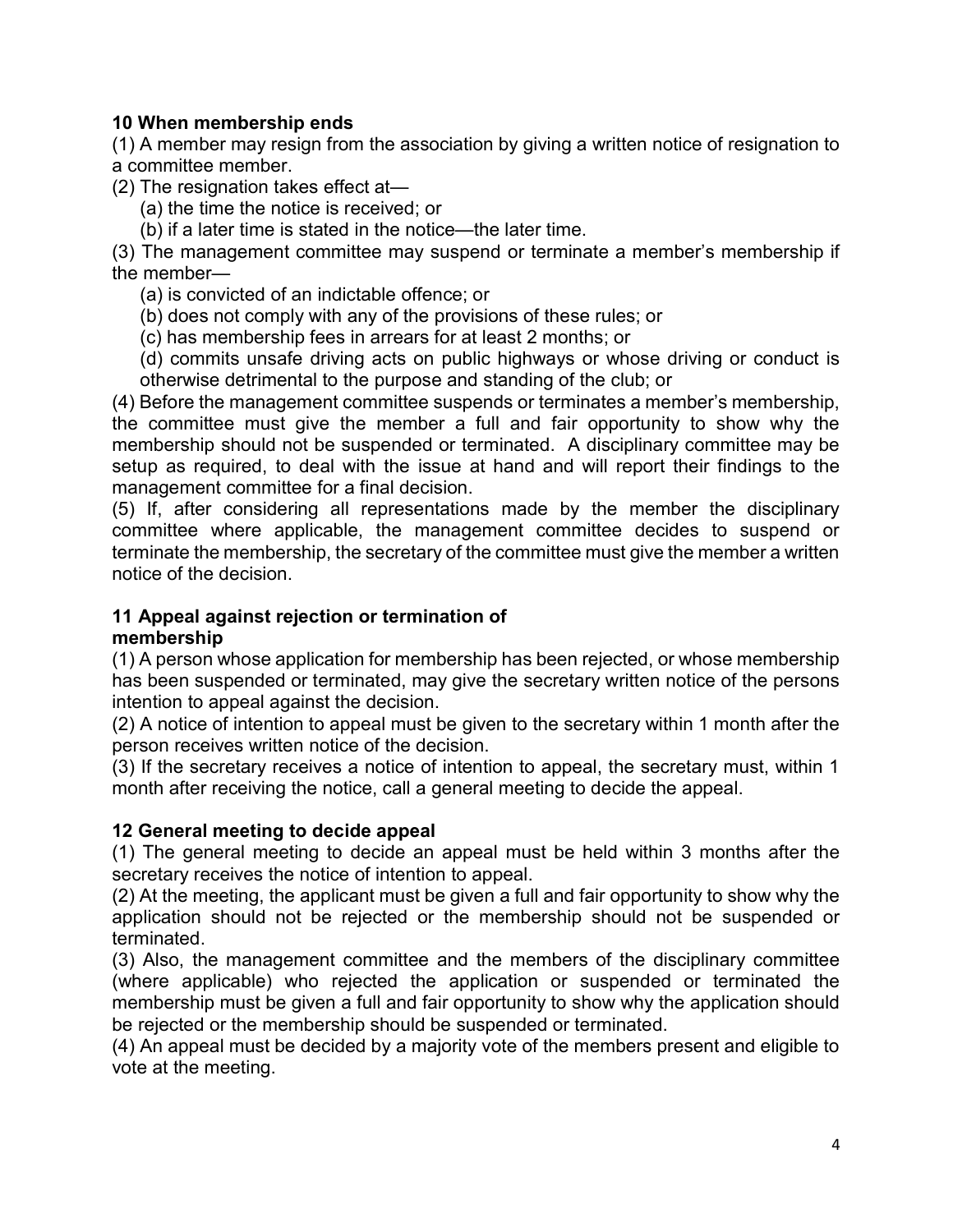**10 When membership ends**

(1) A member may resign from the association by giving a written notice of resignation to a committee member.

(2) The resignation takes effect at—

(a) the time the notice is received; or

(b) if a later time is stated in the notice—the later time.

(3) The management committee may suspend or terminate a member's membership if the member—

(a) is convicted of an indictable offence; or

(b) does not comply with any of the provisions of these rules; or

(c) has membership fees in arrears for at least 2 months; or

(d) commits unsafe driving acts on public highways or whose driving or conduct is otherwise detrimental to the purpose and standing of the club; or

(4) Before the management committee suspends or terminates a member's membership, the committee must give the member a full and fair opportunity to show why the membership should not be suspended or terminated. A disciplinary committee may be setup as required, to deal with the issue at hand and will report their findings to the management committee for a final decision.

(5) If, after considering all representations made by the member the disciplinary committee where applicable, the management committee decides to suspend or terminate the membership, the secretary of the committee must give the member a written notice of the decision.

**11 Appeal against rejection or termination of membership**

(1) A person whose application for membership has been rejected, or whose membership has been suspended or terminated, may give the secretary written notice of the persons intention to appeal against the decision.

(2) A notice of intention to appeal must be given to the secretary within 1 month after the person receives written notice of the decision.

(3) If the secretary receives a notice of intention to appeal, the secretary must, within 1 month after receiving the notice, call a general meeting to decide the appeal.

**12 General meeting to decide appeal**

(1) The general meeting to decide an appeal must be held within 3 months after the secretary receives the notice of intention to appeal.

(2) At the meeting, the applicant must be given a full and fair opportunity to show why the application should not be rejected or the membership should not be suspended or terminated.

(3) Also, the management committee and the members of the disciplinary committee (where applicable) who rejected the application or suspended or terminated the membership must be given a full and fair opportunity to show why the application should be rejected or the membership should be suspended or terminated.

(4) An appeal must be decided by a majority vote of the members present and eligible to vote at the meeting.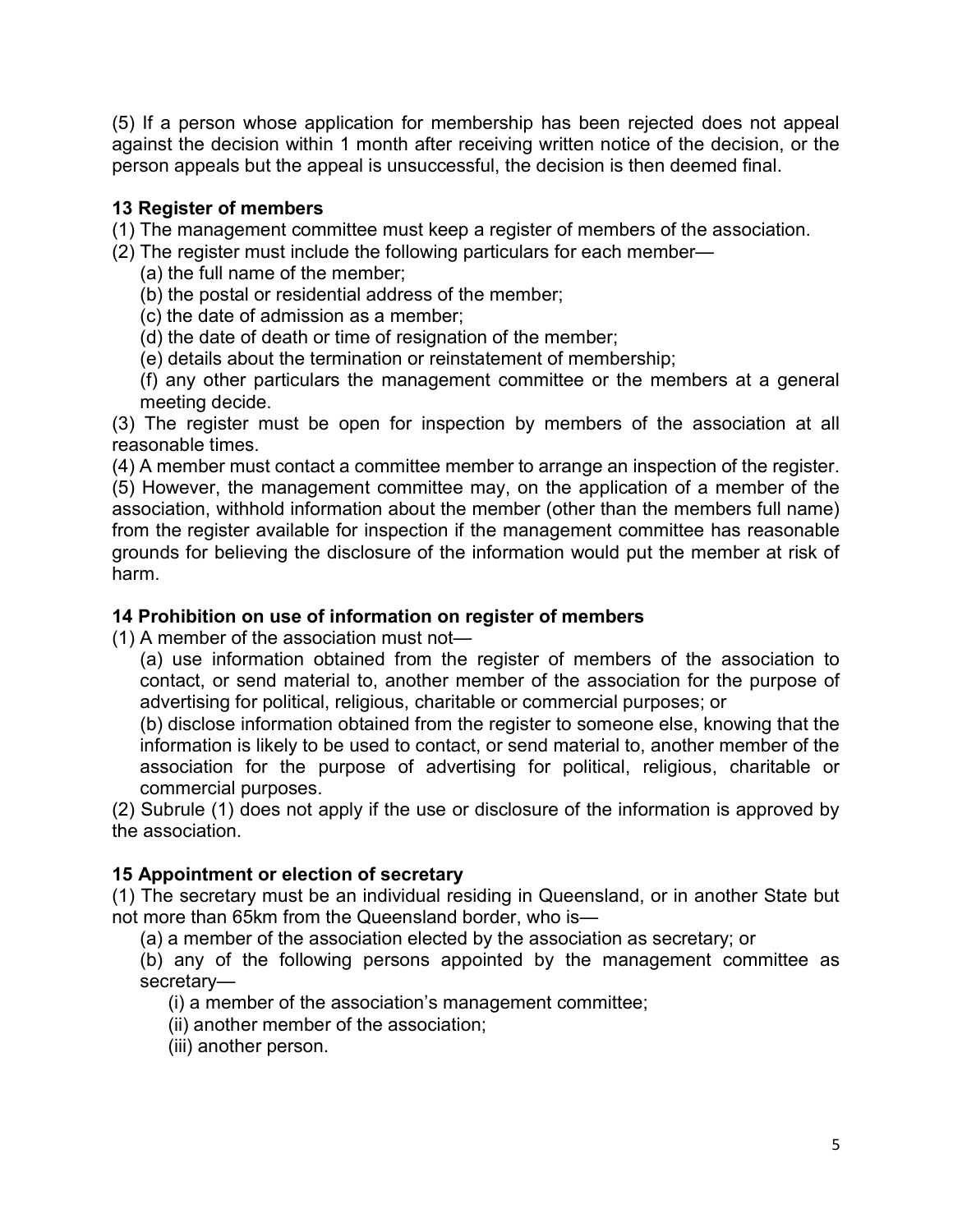(5) If a person whose application for membership has been rejected does not appeal against the decision within 1 month after receiving written notice of the decision, or the person appeals but the appeal is unsuccessful, the decision is then deemed final.

### 13 Register of members

(1) The management committee must keep a register of members of the association.

(2) The register must include the following particulars for each member—

(a) the full name of the member;

(b) the postal or residential address of the member;

(c) the date of admission as a member;

(d) the date of death or time of resignation of the member;

(e) details about the termination or reinstatement of membership;

(f) any other particulars the management committee or the members at a general meeting decide.

(3) The register must be open for inspection by members of the association at all reasonable times.

(4) A member must contact a committee member to arrange an inspection of the register.

(5) However, the management committee may, on the application of a member of the association, withhold information about the member (other than the members full name) from the register available for inspection if the management committee has reasonable grounds for believing the disclosure of the information would put the member at risk of harm.

### 14 Prohibition on use of information on register of members

(1) A member of the association must not—

(a) use information obtained from the register of members of the association to contact, or send material to, another member of the association for the purpose of advertising for political, religious, charitable or commercial purposes; or

(b) disclose information obtained from the register to someone else, knowing that the information is likely to be used to contact, or send material to, another member of the association for the purpose of advertising for political, religious, charitable or commercial purposes.

(2) Subrule (1) does not apply if the use or disclosure of the information is approved by the association.

### 15 Appointment or election of secretary

(1) The secretary must be an individual residing in Queensland, or in another State but not more than 65km from the Queensland border, who is—

(a) a member of the association elected by the association as secretary; or

(b) any of the following persons appointed by the management committee as secretary—

(i) a member of the association's management committee;

(ii) another member of the association;

(iii) another person.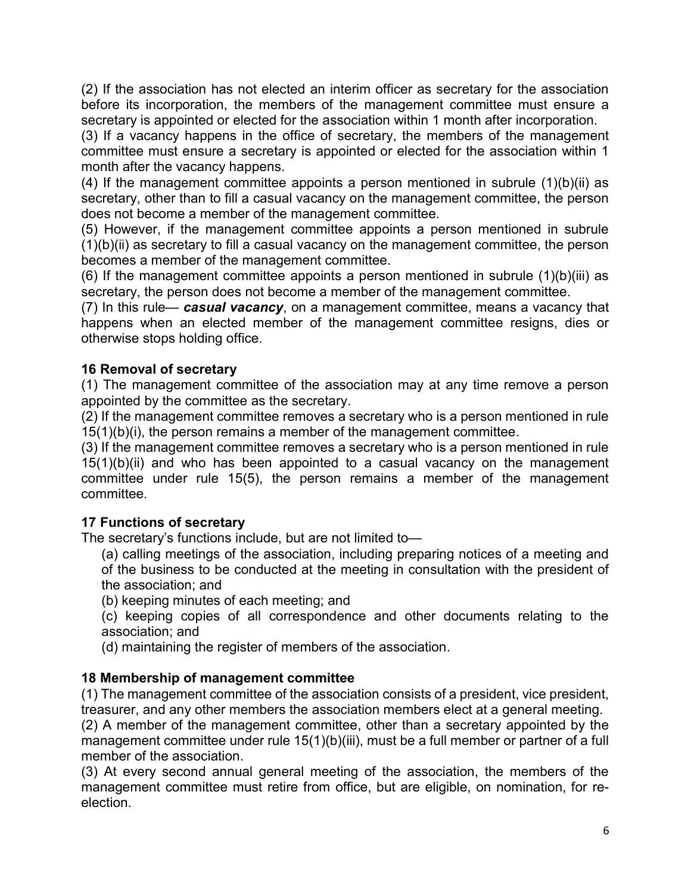(2) If the association has not elected an interim officer as secretary for the association before its incorporation, the members of the management committee must ensure a secretary is appointed or elected for the association within 1 month after incorporation.

(3) If a vacancy happens in the office of secretary, the members of the management committee must ensure a secretary is appointed or elected for the association within 1 month after the vacancy happens.

(4) If the management committee appoints a person mentioned in subrule (1)(b)(ii) as secretary, other than to fill a casual vacancy on the management committee, the person does not become a member of the management committee.

(5) However, if the management committee appoints a person mentioned in subrule (1)(b)(ii) as secretary to fill a casual vacancy on the management committee, the person becomes a member of the management committee.

(6) If the management committee appoints a person mentioned in subrule (1)(b)(iii) as secretary, the person does not become a member of the management committee.

(7) In this rule— ***casual vacancy***, on a management committee, means a vacancy that happens when an elected member of the management committee resigns, dies or otherwise stops holding office.

**16 Removal of secretary**

(1) The management committee of the association may at any time remove a person appointed by the committee as the secretary.

(2) If the management committee removes a secretary who is a person mentioned in rule 15(1)(b)(i), the person remains a member of the management committee.

(3) If the management committee removes a secretary who is a person mentioned in rule 15(1)(b)(ii) and who has been appointed to a casual vacancy on the management committee under rule 15(5), the person remains a member of the management committee.

**17 Functions of secretary**

The secretary's functions include, but are not limited to—

(a) calling meetings of the association, including preparing notices of a meeting and of the business to be conducted at the meeting in consultation with the president of the association; and

(b) keeping minutes of each meeting; and

(c) keeping copies of all correspondence and other documents relating to the association; and

(d) maintaining the register of members of the association.

**18 Membership of management committee**

(1) The management committee of the association consists of a president, vice president, treasurer, and any other members the association members elect at a general meeting.

(2) A member of the management committee, other than a secretary appointed by the management committee under rule 15(1)(b)(iii), must be a full member or partner of a full member of the association.

(3) At every second annual general meeting of the association, the members of the management committee must retire from office, but are eligible, on nomination, for re-election.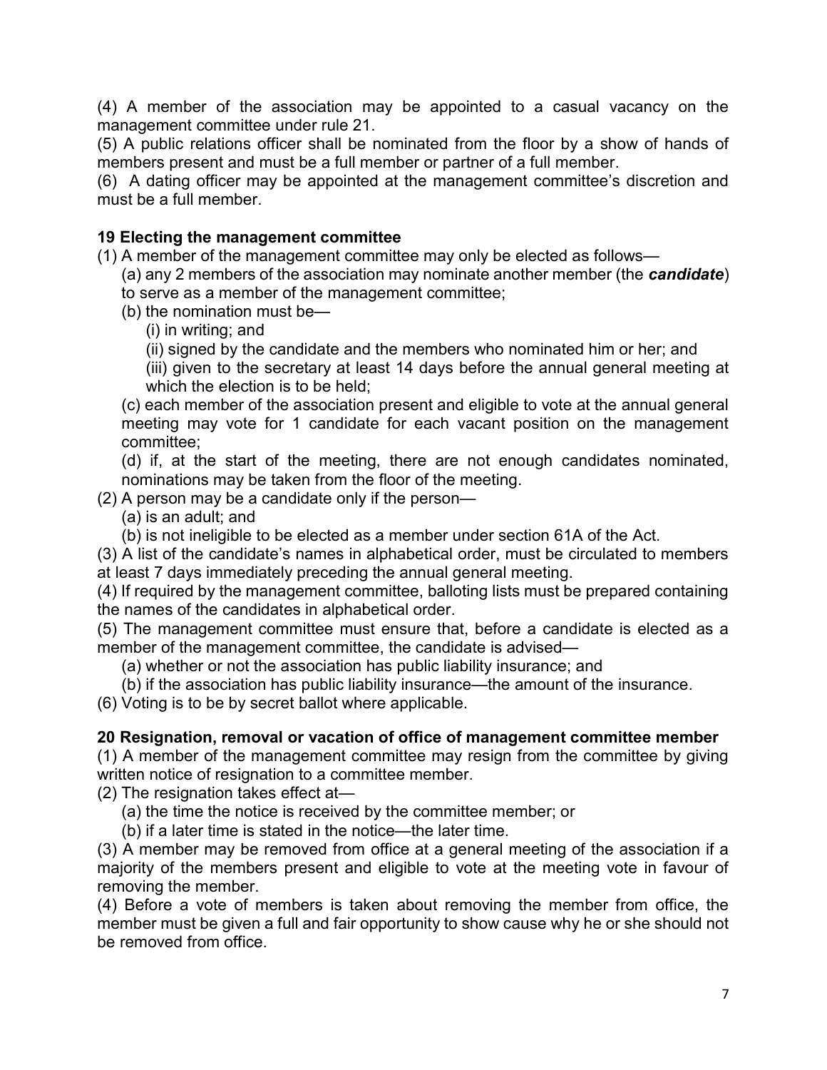(4) A member of the association may be appointed to a casual vacancy on the management committee under rule 21.

(5) A public relations officer shall be nominated from the floor by a show of hands of members present and must be a full member or partner of a full member.

(6) A dating officer may be appointed at the management committee's discretion and must be a full member.

**19 Electing the management committee**

(1) A member of the management committee may only be elected as follows—

(a) any 2 members of the association may nominate another member (the ***candidate***) to serve as a member of the management committee;

(b) the nomination must be—

(i) in writing; and

(ii) signed by the candidate and the members who nominated him or her; and

(iii) given to the secretary at least 14 days before the annual general meeting at which the election is to be held;

(c) each member of the association present and eligible to vote at the annual general meeting may vote for 1 candidate for each vacant position on the management committee;

(d) if, at the start of the meeting, there are not enough candidates nominated, nominations may be taken from the floor of the meeting.

(2) A person may be a candidate only if the person—

(a) is an adult; and

(b) is not ineligible to be elected as a member under section 61A of the Act.

(3) A list of the candidate's names in alphabetical order, must be circulated to members at least 7 days immediately preceding the annual general meeting.

(4) If required by the management committee, balloting lists must be prepared containing the names of the candidates in alphabetical order.

(5) The management committee must ensure that, before a candidate is elected as a member of the management committee, the candidate is advised—

(a) whether or not the association has public liability insurance; and

(b) if the association has public liability insurance—the amount of the insurance.

(6) Voting is to be by secret ballot where applicable.

**20 Resignation, removal or vacation of office of management committee member**

(1) A member of the management committee may resign from the committee by giving written notice of resignation to a committee member.

(2) The resignation takes effect at—

(a) the time the notice is received by the committee member; or

(b) if a later time is stated in the notice—the later time.

(3) A member may be removed from office at a general meeting of the association if a majority of the members present and eligible to vote at the meeting vote in favour of removing the member.

(4) Before a vote of members is taken about removing the member from office, the member must be given a full and fair opportunity to show cause why he or she should not be removed from office.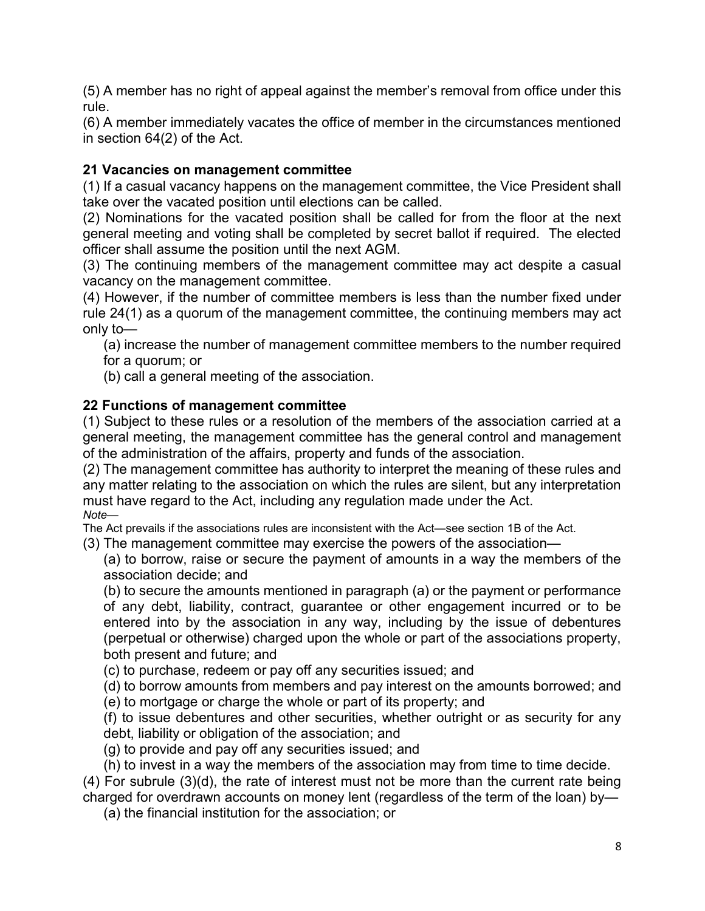(5) A member has no right of appeal against the member's removal from office under this rule.

(6) A member immediately vacates the office of member in the circumstances mentioned in section 64(2) of the Act.

### 21 Vacancies on management committee

(1) If a casual vacancy happens on the management committee, the Vice President shall take over the vacated position until elections can be called.

(2) Nominations for the vacated position shall be called for from the floor at the next general meeting and voting shall be completed by secret ballot if required. The elected officer shall assume the position until the next AGM.

(3) The continuing members of the management committee may act despite a casual vacancy on the management committee.

(4) However, if the number of committee members is less than the number fixed under rule 24(1) as a quorum of the management committee, the continuing members may act only to—

(a) increase the number of management committee members to the number required for a quorum; or

(b) call a general meeting of the association.

### 22 Functions of management committee

(1) Subject to these rules or a resolution of the members of the association carried at a general meeting, the management committee has the general control and management of the administration of the affairs, property and funds of the association.

(2) The management committee has authority to interpret the meaning of these rules and any matter relating to the association on which the rules are silent, but any interpretation must have regard to the Act, including any regulation made under the Act.

*Note—*

The Act prevails if the associations rules are inconsistent with the Act—see section 1B of the Act.

(3) The management committee may exercise the powers of the association—

(a) to borrow, raise or secure the payment of amounts in a way the members of the association decide; and

(b) to secure the amounts mentioned in paragraph (a) or the payment or performance of any debt, liability, contract, guarantee or other engagement incurred or to be entered into by the association in any way, including by the issue of debentures (perpetual or otherwise) charged upon the whole or part of the associations property, both present and future; and

(c) to purchase, redeem or pay off any securities issued; and

(d) to borrow amounts from members and pay interest on the amounts borrowed; and

(e) to mortgage or charge the whole or part of its property; and

(f) to issue debentures and other securities, whether outright or as security for any debt, liability or obligation of the association; and

(g) to provide and pay off any securities issued; and

(h) to invest in a way the members of the association may from time to time decide.

(4) For subrule (3)(d), the rate of interest must not be more than the current rate being charged for overdrawn accounts on money lent (regardless of the term of the loan) by—

(a) the financial institution for the association; or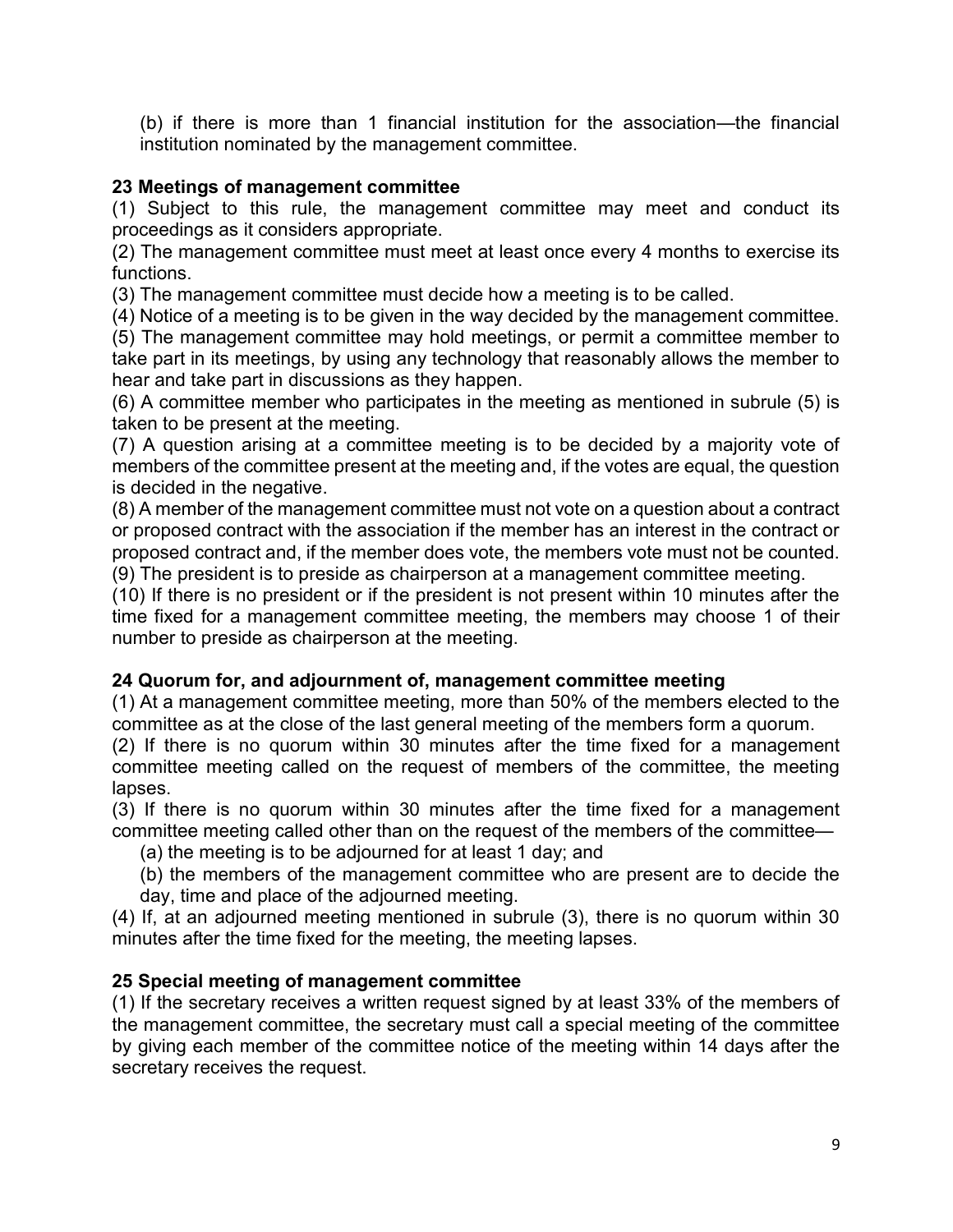(b) if there is more than 1 financial institution for the association—the financial institution nominated by the management committee.

### 23 Meetings of management committee

(1) Subject to this rule, the management committee may meet and conduct its proceedings as it considers appropriate.

(2) The management committee must meet at least once every 4 months to exercise its functions.

(3) The management committee must decide how a meeting is to be called.

(4) Notice of a meeting is to be given in the way decided by the management committee.

(5) The management committee may hold meetings, or permit a committee member to take part in its meetings, by using any technology that reasonably allows the member to hear and take part in discussions as they happen.

(6) A committee member who participates in the meeting as mentioned in subrule (5) is taken to be present at the meeting.

(7) A question arising at a committee meeting is to be decided by a majority vote of members of the committee present at the meeting and, if the votes are equal, the question is decided in the negative.

(8) A member of the management committee must not vote on a question about a contract or proposed contract with the association if the member has an interest in the contract or proposed contract and, if the member does vote, the members vote must not be counted.

(9) The president is to preside as chairperson at a management committee meeting.

(10) If there is no president or if the president is not present within 10 minutes after the time fixed for a management committee meeting, the members may choose 1 of their number to preside as chairperson at the meeting.

### 24 Quorum for, and adjournment of, management committee meeting

(1) At a management committee meeting, more than 50% of the members elected to the committee as at the close of the last general meeting of the members form a quorum.

(2) If there is no quorum within 30 minutes after the time fixed for a management committee meeting called on the request of members of the committee, the meeting lapses.

(3) If there is no quorum within 30 minutes after the time fixed for a management committee meeting called other than on the request of the members of the committee—

(a) the meeting is to be adjourned for at least 1 day; and

(b) the members of the management committee who are present are to decide the day, time and place of the adjourned meeting.

(4) If, at an adjourned meeting mentioned in subrule (3), there is no quorum within 30 minutes after the time fixed for the meeting, the meeting lapses.

### 25 Special meeting of management committee

(1) If the secretary receives a written request signed by at least 33% of the members of the management committee, the secretary must call a special meeting of the committee by giving each member of the committee notice of the meeting within 14 days after the secretary receives the request.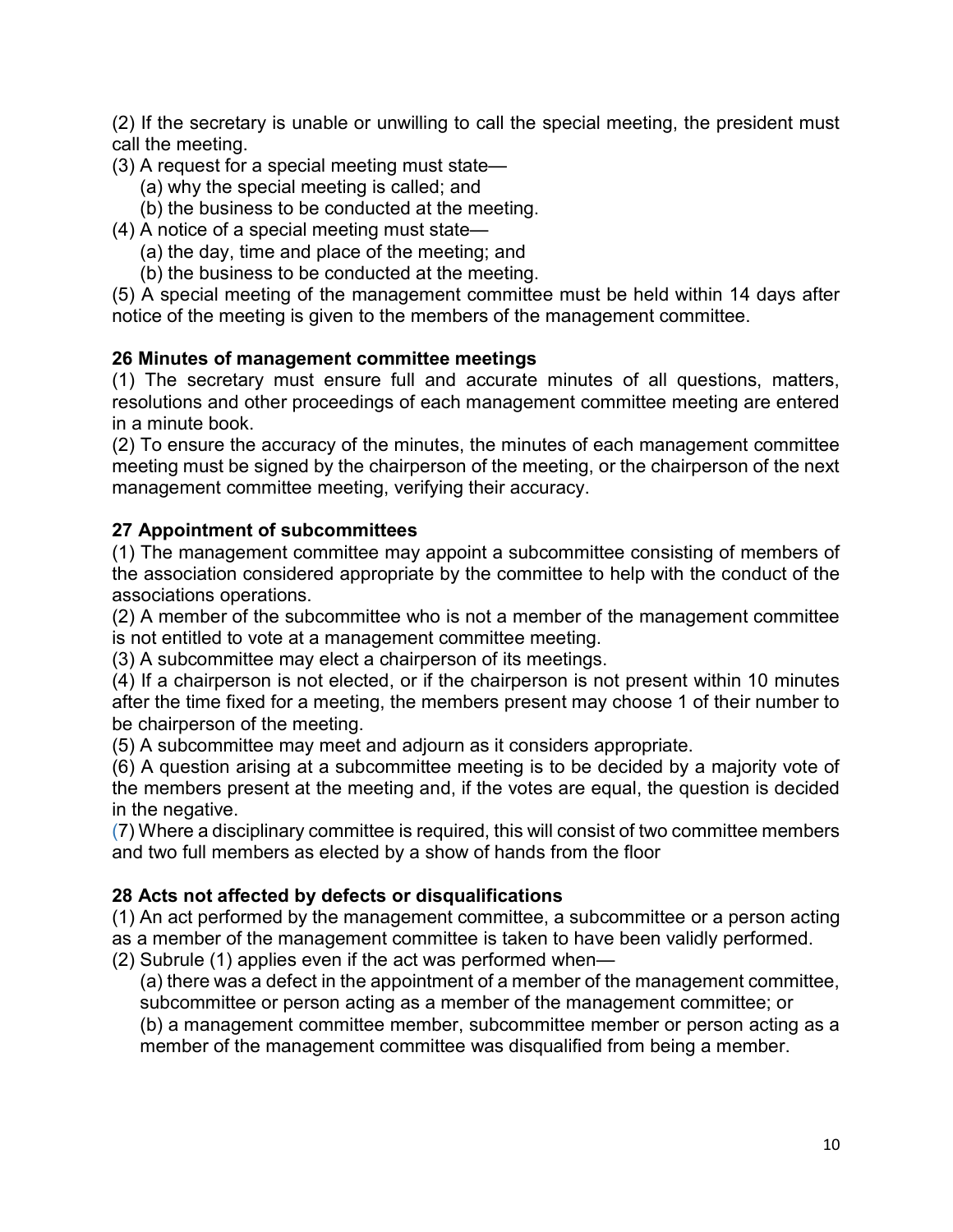(2) If the secretary is unable or unwilling to call the special meeting, the president must call the meeting.

(3) A request for a special meeting must state—

(a) why the special meeting is called; and

(b) the business to be conducted at the meeting.

(4) A notice of a special meeting must state—

(a) the day, time and place of the meeting; and

(b) the business to be conducted at the meeting.

(5) A special meeting of the management committee must be held within 14 days after notice of the meeting is given to the members of the management committee.

**26 Minutes of management committee meetings**

(1) The secretary must ensure full and accurate minutes of all questions, matters, resolutions and other proceedings of each management committee meeting are entered in a minute book.

(2) To ensure the accuracy of the minutes, the minutes of each management committee meeting must be signed by the chairperson of the meeting, or the chairperson of the next management committee meeting, verifying their accuracy.

**27 Appointment of subcommittees**

(1) The management committee may appoint a subcommittee consisting of members of the association considered appropriate by the committee to help with the conduct of the associations operations.

(2) A member of the subcommittee who is not a member of the management committee is not entitled to vote at a management committee meeting.

(3) A subcommittee may elect a chairperson of its meetings.

(4) If a chairperson is not elected, or if the chairperson is not present within 10 minutes after the time fixed for a meeting, the members present may choose 1 of their number to be chairperson of the meeting.

(5) A subcommittee may meet and adjourn as it considers appropriate.

(6) A question arising at a subcommittee meeting is to be decided by a majority vote of the members present at the meeting and, if the votes are equal, the question is decided in the negative.

(7) Where a disciplinary committee is required, this will consist of two committee members and two full members as elected by a show of hands from the floor

**28 Acts not affected by defects or disqualifications**

(1) An act performed by the management committee, a subcommittee or a person acting as a member of the management committee is taken to have been validly performed.

(2) Subrule (1) applies even if the act was performed when—

(a) there was a defect in the appointment of a member of the management committee, subcommittee or person acting as a member of the management committee; or

(b) a management committee member, subcommittee member or person acting as a member of the management committee was disqualified from being a member.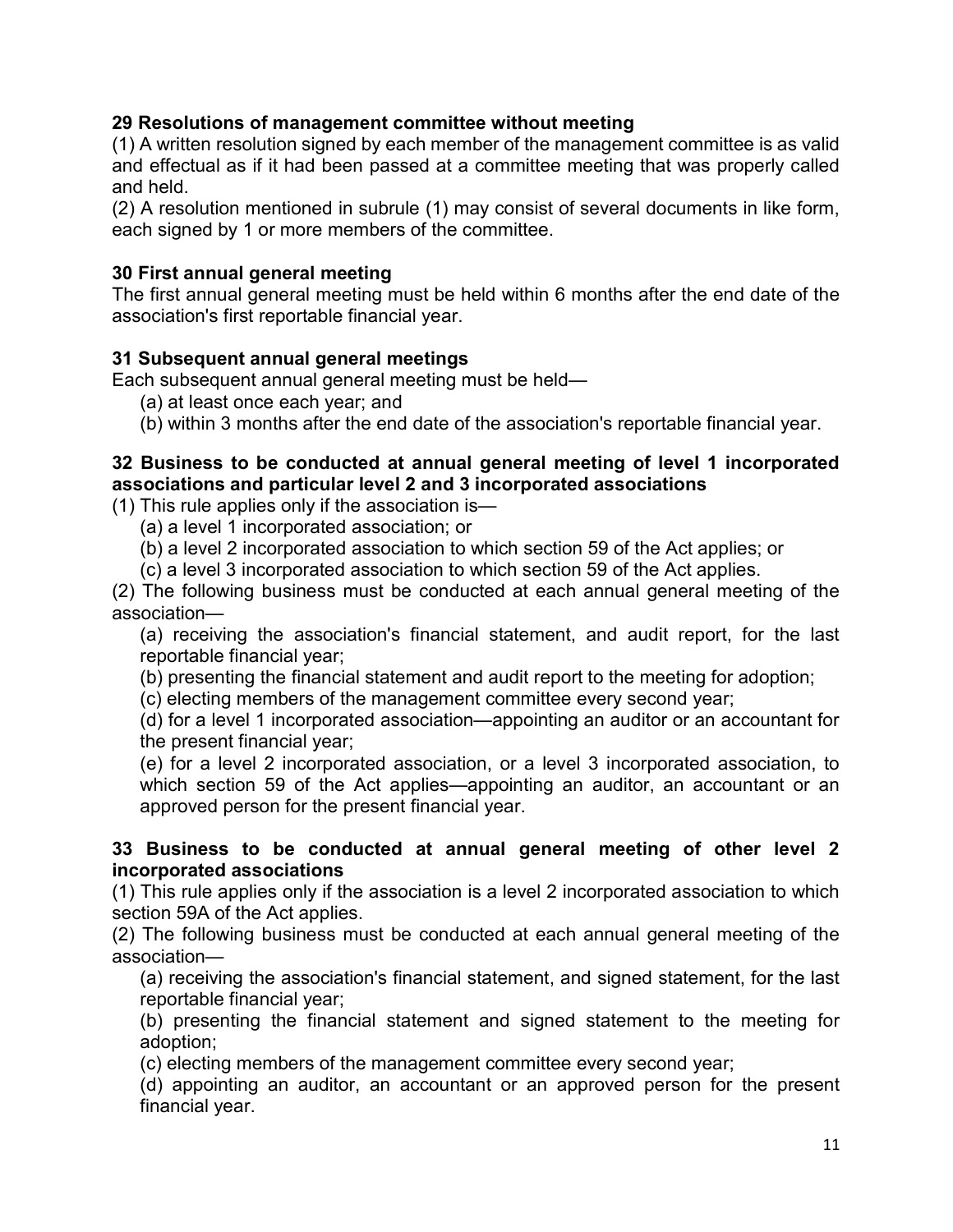**29 Resolutions of management committee without meeting**

(1) A written resolution signed by each member of the management committee is as valid and effectual as if it had been passed at a committee meeting that was properly called and held.

(2) A resolution mentioned in subrule (1) may consist of several documents in like form, each signed by 1 or more members of the committee.

**30 First annual general meeting**

The first annual general meeting must be held within 6 months after the end date of the association's first reportable financial year.

**31 Subsequent annual general meetings**

Each subsequent annual general meeting must be held—

- (a) at least once each year; and
- (b) within 3 months after the end date of the association's reportable financial year.

**32 Business to be conducted at annual general meeting of level 1 incorporated associations and particular level 2 and 3 incorporated associations**

(1) This rule applies only if the association is—

- (a) a level 1 incorporated association; or
- (b) a level 2 incorporated association to which section 59 of the Act applies; or
- (c) a level 3 incorporated association to which section 59 of the Act applies.

(2) The following business must be conducted at each annual general meeting of the association—

- (a) receiving the association's financial statement, and audit report, for the last reportable financial year;
- (b) presenting the financial statement and audit report to the meeting for adoption;
- (c) electing members of the management committee every second year;
- (d) for a level 1 incorporated association—appointing an auditor or an accountant for the present financial year;
- (e) for a level 2 incorporated association, or a level 3 incorporated association, to which section 59 of the Act applies—appointing an auditor, an accountant or an approved person for the present financial year.

**33 Business to be conducted at annual general meeting of other level 2 incorporated associations**

(1) This rule applies only if the association is a level 2 incorporated association to which section 59A of the Act applies.

(2) The following business must be conducted at each annual general meeting of the association—

- (a) receiving the association's financial statement, and signed statement, for the last reportable financial year;
- (b) presenting the financial statement and signed statement to the meeting for adoption;
- (c) electing members of the management committee every second year;
- (d) appointing an auditor, an accountant or an approved person for the present financial year.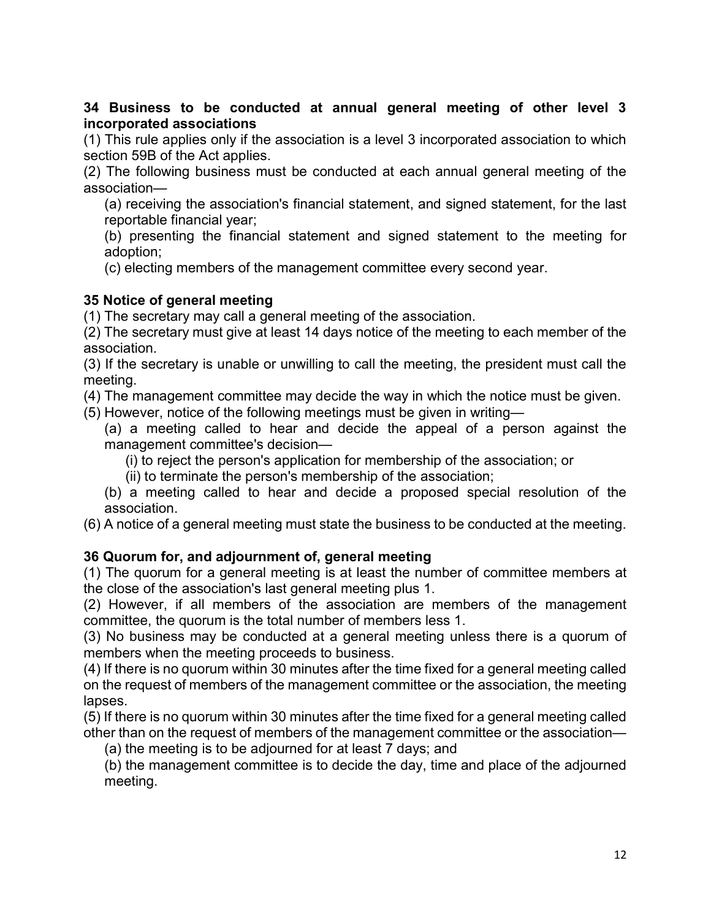**34 Business to be conducted at annual general meeting of other level 3 incorporated associations**

(1) This rule applies only if the association is a level 3 incorporated association to which section 59B of the Act applies.

(2) The following business must be conducted at each annual general meeting of the association—

(a) receiving the association's financial statement, and signed statement, for the last reportable financial year;

(b) presenting the financial statement and signed statement to the meeting for adoption;

(c) electing members of the management committee every second year.

**35 Notice of general meeting**

(1) The secretary may call a general meeting of the association.

(2) The secretary must give at least 14 days notice of the meeting to each member of the association.

(3) If the secretary is unable or unwilling to call the meeting, the president must call the meeting.

(4) The management committee may decide the way in which the notice must be given.

(5) However, notice of the following meetings must be given in writing—

(a) a meeting called to hear and decide the appeal of a person against the management committee's decision—

(i) to reject the person's application for membership of the association; or

(ii) to terminate the person's membership of the association;

(b) a meeting called to hear and decide a proposed special resolution of the association.

(6) A notice of a general meeting must state the business to be conducted at the meeting.

**36 Quorum for, and adjournment of, general meeting**

(1) The quorum for a general meeting is at least the number of committee members at the close of the association's last general meeting plus 1.

(2) However, if all members of the association are members of the management committee, the quorum is the total number of members less 1.

(3) No business may be conducted at a general meeting unless there is a quorum of members when the meeting proceeds to business.

(4) If there is no quorum within 30 minutes after the time fixed for a general meeting called on the request of members of the management committee or the association, the meeting lapses.

(5) If there is no quorum within 30 minutes after the time fixed for a general meeting called other than on the request of members of the management committee or the association—

(a) the meeting is to be adjourned for at least 7 days; and

(b) the management committee is to decide the day, time and place of the adjourned meeting.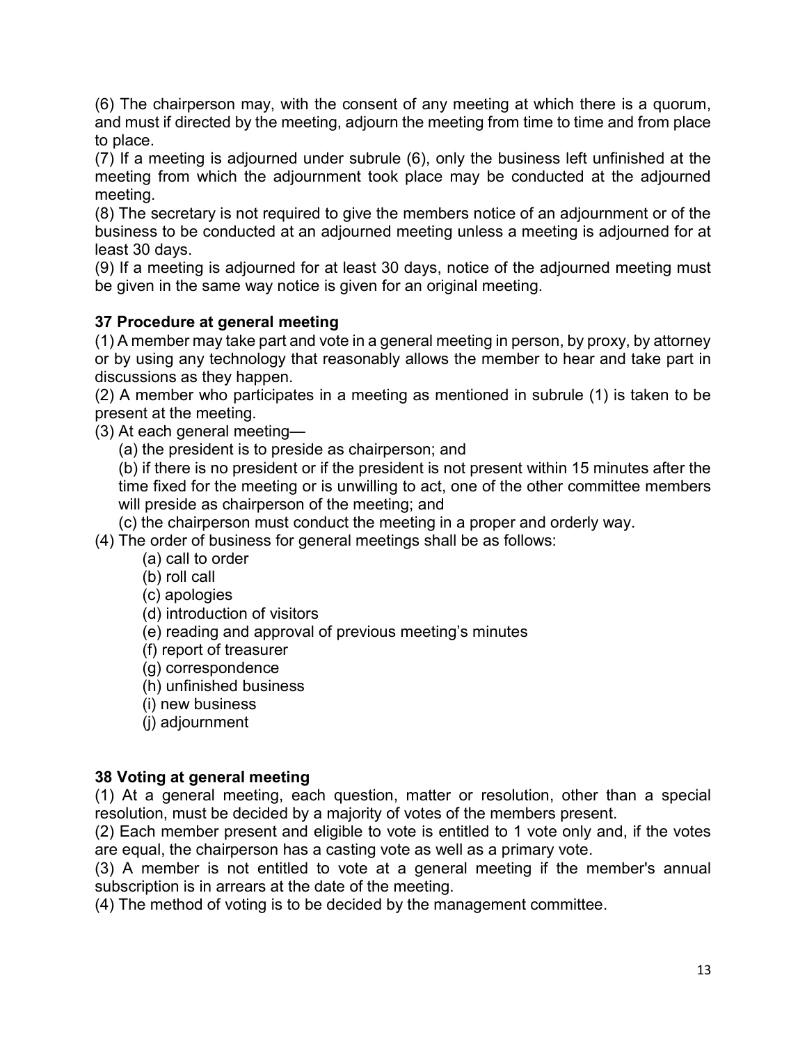(6) The chairperson may, with the consent of any meeting at which there is a quorum, and must if directed by the meeting, adjourn the meeting from time to time and from place to place.

(7) If a meeting is adjourned under subrule (6), only the business left unfinished at the meeting from which the adjournment took place may be conducted at the adjourned meeting.

(8) The secretary is not required to give the members notice of an adjournment or of the business to be conducted at an adjourned meeting unless a meeting is adjourned for at least 30 days.

(9) If a meeting is adjourned for at least 30 days, notice of the adjourned meeting must be given in the same way notice is given for an original meeting.

**37 Procedure at general meeting**

(1) A member may take part and vote in a general meeting in person, by proxy, by attorney or by using any technology that reasonably allows the member to hear and take part in discussions as they happen.

(2) A member who participates in a meeting as mentioned in subrule (1) is taken to be present at the meeting.

(3) At each general meeting—

(a) the president is to preside as chairperson; and

(b) if there is no president or if the president is not present within 15 minutes after the time fixed for the meeting or is unwilling to act, one of the other committee members will preside as chairperson of the meeting; and

(c) the chairperson must conduct the meeting in a proper and orderly way.

(4) The order of business for general meetings shall be as follows:

(a) call to order
(b) roll call
(c) apologies
(d) introduction of visitors
(e) reading and approval of previous meeting's minutes
(f) report of treasurer
(g) correspondence
(h) unfinished business
(i) new business
(j) adjournment

**38 Voting at general meeting**

(1) At a general meeting, each question, matter or resolution, other than a special resolution, must be decided by a majority of votes of the members present.

(2) Each member present and eligible to vote is entitled to 1 vote only and, if the votes are equal, the chairperson has a casting vote as well as a primary vote.

(3) A member is not entitled to vote at a general meeting if the member's annual subscription is in arrears at the date of the meeting.

(4) The method of voting is to be decided by the management committee.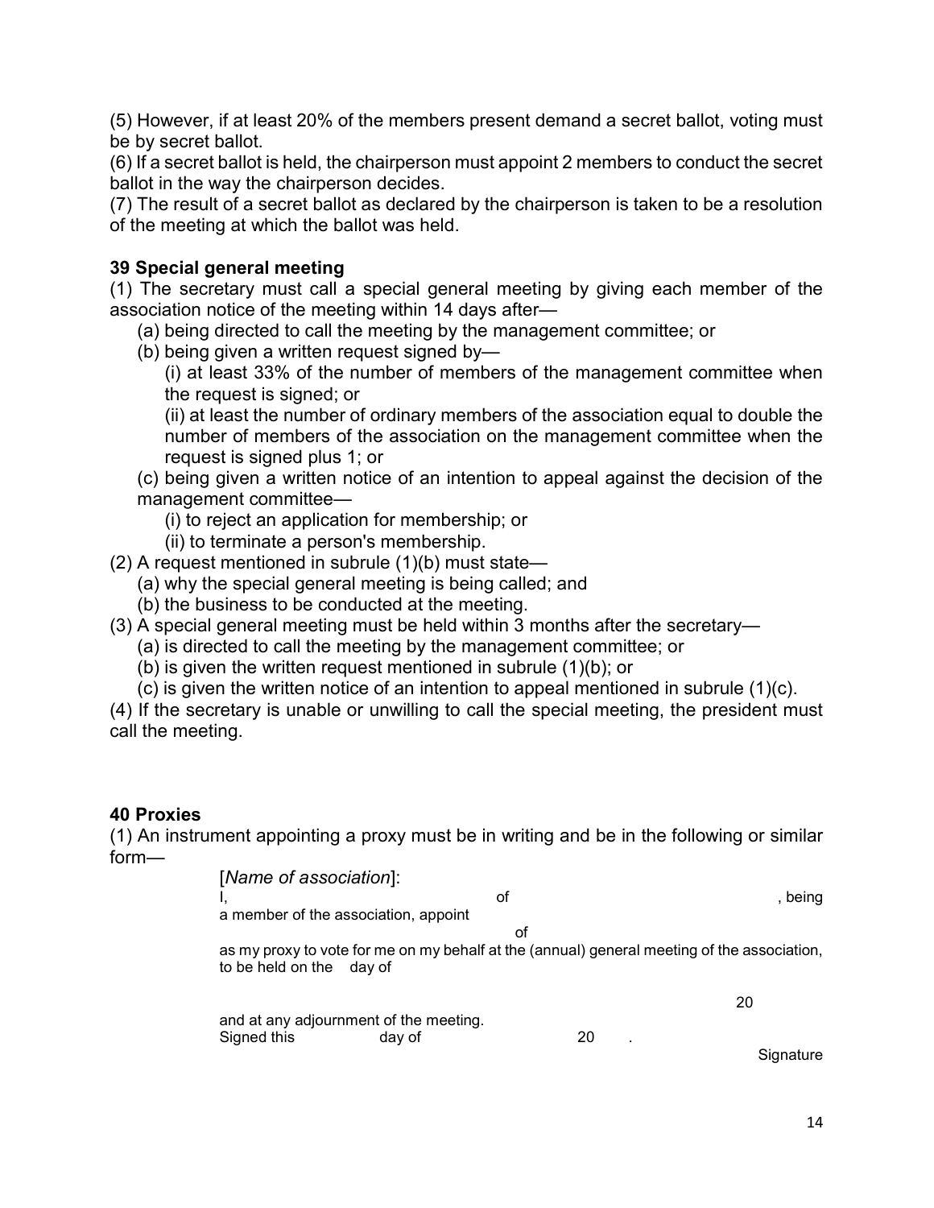(5) However, if at least 20% of the members present demand a secret ballot, voting must be by secret ballot.

(6) If a secret ballot is held, the chairperson must appoint 2 members to conduct the secret ballot in the way the chairperson decides.

(7) The result of a secret ballot as declared by the chairperson is taken to be a resolution of the meeting at which the ballot was held.

**39 Special general meeting**

(1) The secretary must call a special general meeting by giving each member of the association notice of the meeting within 14 days after—

- (a) being directed to call the meeting by the management committee; or
- (b) being given a written request signed by—
  - (i) at least 33% of the number of members of the management committee when the request is signed; or
  - (ii) at least the number of ordinary members of the association equal to double the number of members of the association on the management committee when the request is signed plus 1; or
- (c) being given a written notice of an intention to appeal against the decision of the management committee—
  - (i) to reject an application for membership; or
  - (ii) to terminate a person's membership.

(2) A request mentioned in subrule (1)(b) must state—

- (a) why the special general meeting is being called; and
- (b) the business to be conducted at the meeting.

(3) A special general meeting must be held within 3 months after the secretary—

- (a) is directed to call the meeting by the management committee; or
- (b) is given the written request mentioned in subrule (1)(b); or
- (c) is given the written notice of an intention to appeal mentioned in subrule (1)(c).

(4) If the secretary is unable or unwilling to call the special meeting, the president must call the meeting.

**40 Proxies**

(1) An instrument appointing a proxy must be in writing and be in the following or similar form—

> [*Name of association*]:
>
> I, of , being a member of the association, appoint of as my proxy to vote for me on my behalf at the (annual) general meeting of the association, to be held on the day of 20 and at any adjournment of the meeting.
>
> Signed this day of 20 .
>
> Signature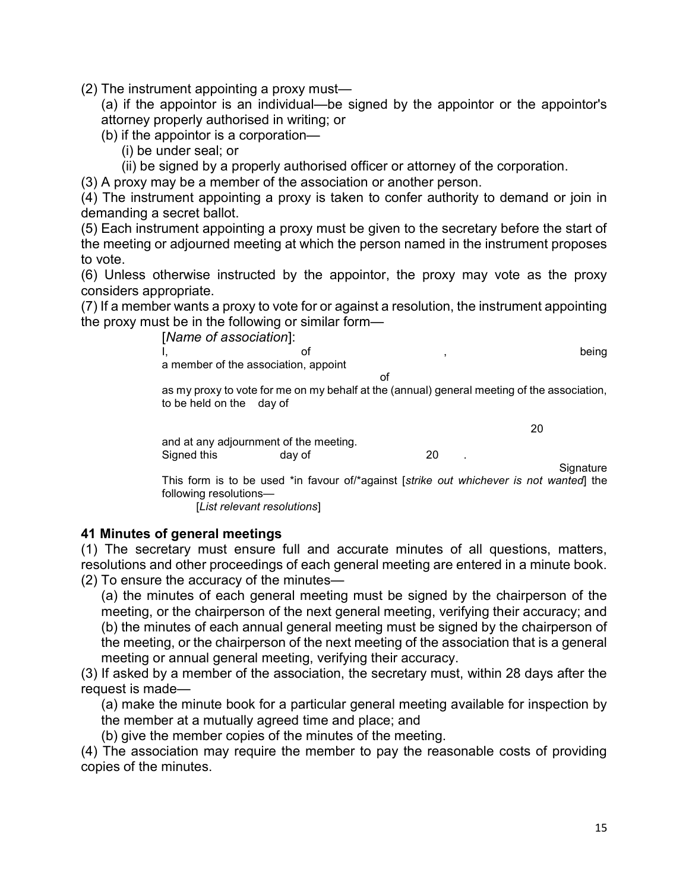(2) The instrument appointing a proxy must—

(a) if the appointor is an individual—be signed by the appointor or the appointor's attorney properly authorised in writing; or

(b) if the appointor is a corporation—

(i) be under seal; or

(ii) be signed by a properly authorised officer or attorney of the corporation.

(3) A proxy may be a member of the association or another person.

(4) The instrument appointing a proxy is taken to confer authority to demand or join in demanding a secret ballot.

(5) Each instrument appointing a proxy must be given to the secretary before the start of the meeting or adjourned meeting at which the person named in the instrument proposes to vote.

(6) Unless otherwise instructed by the appointor, the proxy may vote as the proxy considers appropriate.

(7) If a member wants a proxy to vote for or against a resolution, the instrument appointing the proxy must be in the following or similar form—

> [*Name of association*]:
>
> I, of , being a member of the association, appoint
>
> of
>
> as my proxy to vote for me on my behalf at the (annual) general meeting of the association, to be held on the day of
>
> 20
>
> and at any adjournment of the meeting.
>
> Signed this day of 20 .
>
> Signature
>
> This form is to be used *in favour of/*against [*strike out whichever is not wanted*] the following resolutions—
>
> [*List relevant resolutions*]

### 41 Minutes of general meetings

(1) The secretary must ensure full and accurate minutes of all questions, matters, resolutions and other proceedings of each general meeting are entered in a minute book.

(2) To ensure the accuracy of the minutes—

(a) the minutes of each general meeting must be signed by the chairperson of the meeting, or the chairperson of the next general meeting, verifying their accuracy; and

(b) the minutes of each annual general meeting must be signed by the chairperson of the meeting, or the chairperson of the next meeting of the association that is a general meeting or annual general meeting, verifying their accuracy.

(3) If asked by a member of the association, the secretary must, within 28 days after the request is made—

(a) make the minute book for a particular general meeting available for inspection by the member at a mutually agreed time and place; and

(b) give the member copies of the minutes of the meeting.

(4) The association may require the member to pay the reasonable costs of providing copies of the minutes.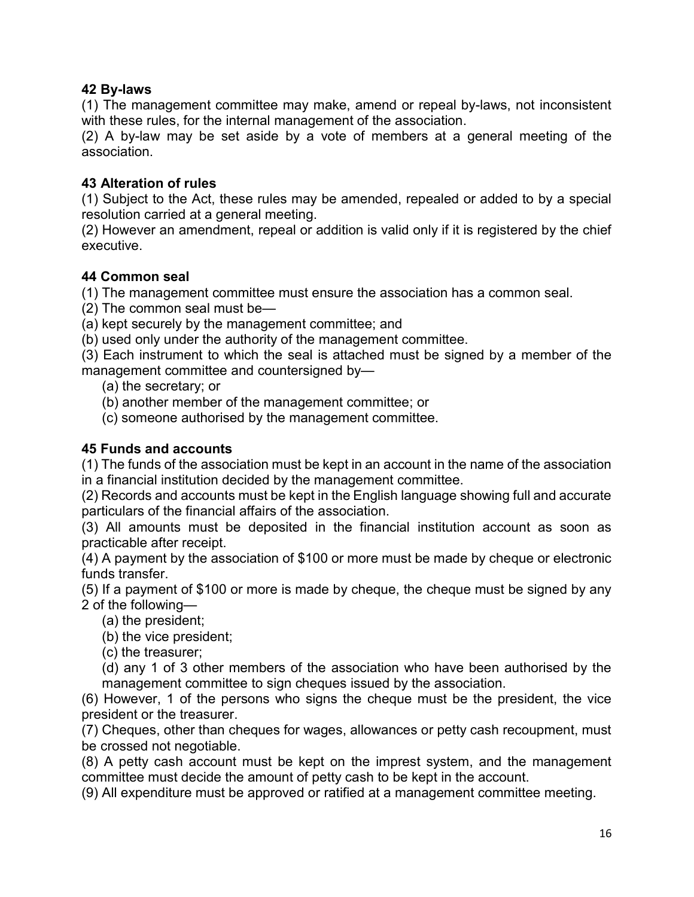**42 By-laws**

(1) The management committee may make, amend or repeal by-laws, not inconsistent with these rules, for the internal management of the association.

(2) A by-law may be set aside by a vote of members at a general meeting of the association.

**43 Alteration of rules**

(1) Subject to the Act, these rules may be amended, repealed or added to by a special resolution carried at a general meeting.

(2) However an amendment, repeal or addition is valid only if it is registered by the chief executive.

**44 Common seal**

(1) The management committee must ensure the association has a common seal.

(2) The common seal must be—

(a) kept securely by the management committee; and

(b) used only under the authority of the management committee.

(3) Each instrument to which the seal is attached must be signed by a member of the management committee and countersigned by—

- (a) the secretary; or
- (b) another member of the management committee; or
- (c) someone authorised by the management committee.

**45 Funds and accounts**

(1) The funds of the association must be kept in an account in the name of the association in a financial institution decided by the management committee.

(2) Records and accounts must be kept in the English language showing full and accurate particulars of the financial affairs of the association.

(3) All amounts must be deposited in the financial institution account as soon as practicable after receipt.

(4) A payment by the association of $100 or more must be made by cheque or electronic funds transfer.

(5) If a payment of $100 or more is made by cheque, the cheque must be signed by any 2 of the following—

- (a) the president;
- (b) the vice president;
- (c) the treasurer;
- (d) any 1 of 3 other members of the association who have been authorised by the management committee to sign cheques issued by the association.

(6) However, 1 of the persons who signs the cheque must be the president, the vice president or the treasurer.

(7) Cheques, other than cheques for wages, allowances or petty cash recoupment, must be crossed not negotiable.

(8) A petty cash account must be kept on the imprest system, and the management committee must decide the amount of petty cash to be kept in the account.

(9) All expenditure must be approved or ratified at a management committee meeting.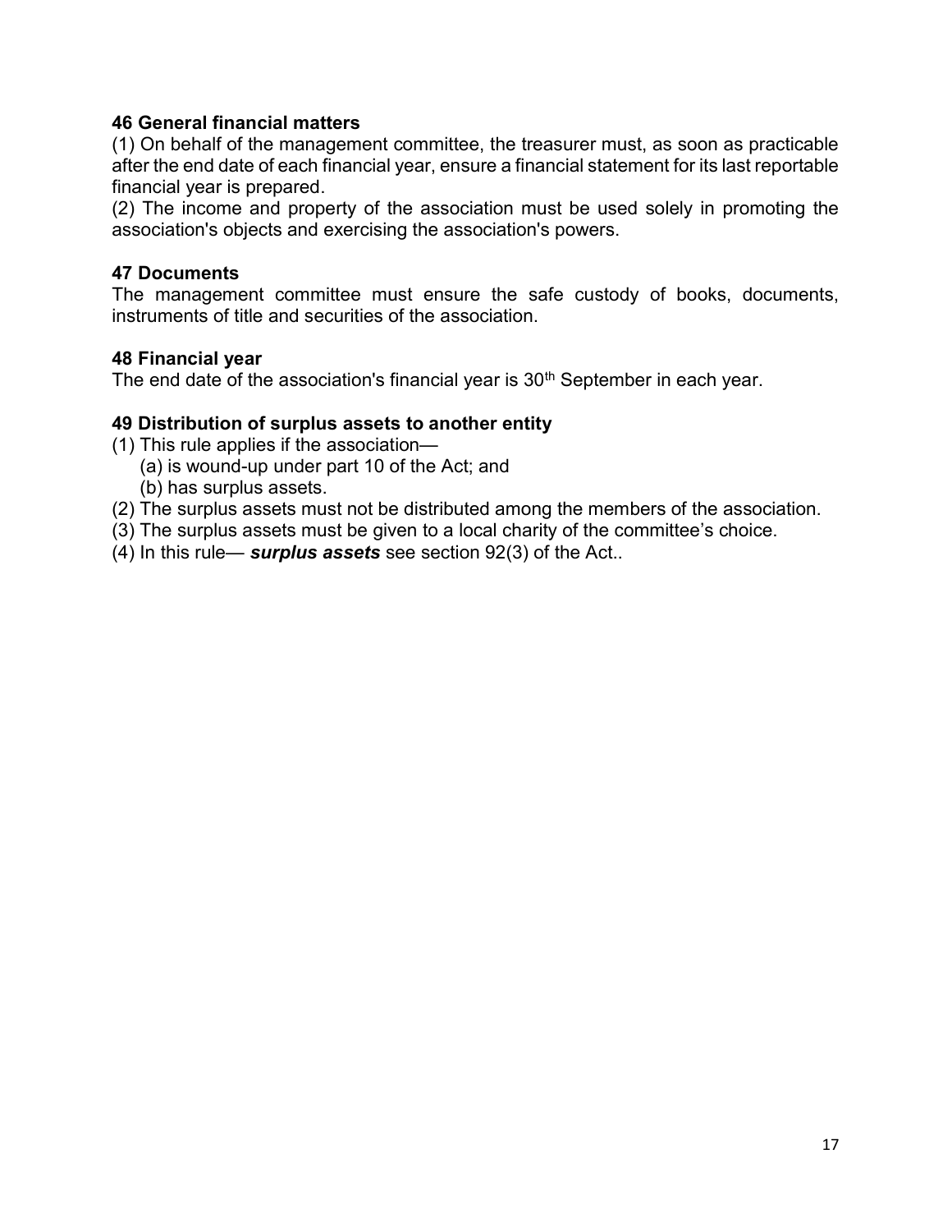### 46 General financial matters

(1) On behalf of the management committee, the treasurer must, as soon as practicable after the end date of each financial year, ensure a financial statement for its last reportable financial year is prepared.

(2) The income and property of the association must be used solely in promoting the association's objects and exercising the association's powers.

### 47 Documents

The management committee must ensure the safe custody of books, documents, instruments of title and securities of the association.

### 48 Financial year

The end date of the association's financial year is 30th September in each year.

### 49 Distribution of surplus assets to another entity

(1) This rule applies if the association—

(a) is wound-up under part 10 of the Act; and

(b) has surplus assets.

(2) The surplus assets must not be distributed among the members of the association.

(3) The surplus assets must be given to a local charity of the committee's choice.

(4) In this rule— ***surplus assets*** see section 92(3) of the Act..